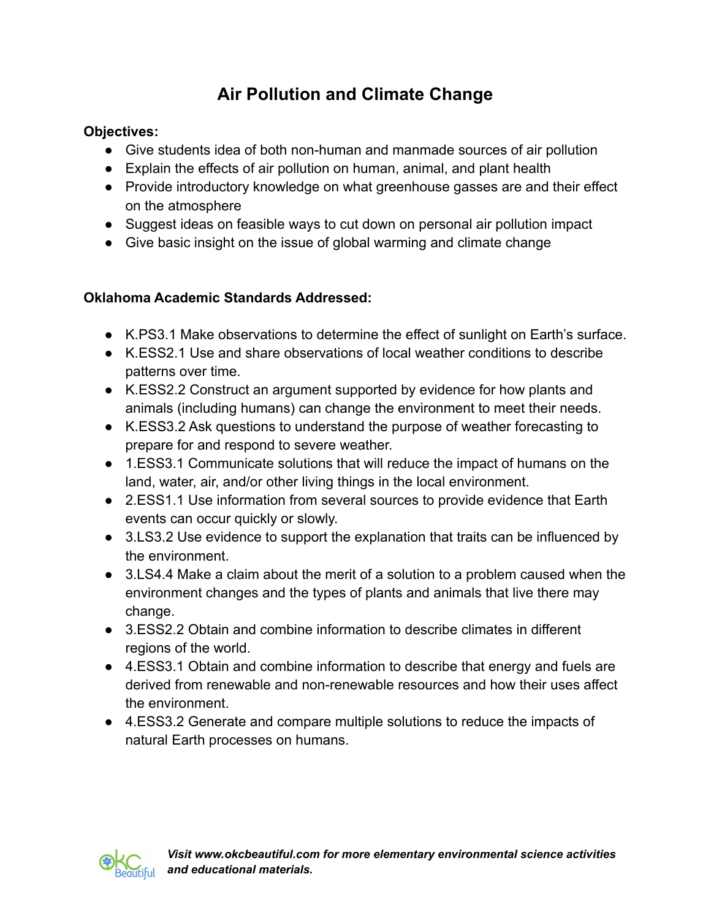# Air Pollution and Climate Change

**Objectives:**

- Give students idea of both non-human and manmade sources of air pollution
- Explain the effects of air pollution on human, animal, and plant health
- Provide introductory knowledge on what greenhouse gasses are and their effect on the atmosphere
- Suggest ideas on feasible ways to cut down on personal air pollution impact
- Give basic insight on the issue of global warming and climate change

**Oklahoma Academic Standards Addressed:**

- K.PS3.1 Make observations to determine the effect of sunlight on Earth's surface.
- K.ESS2.1 Use and share observations of local weather conditions to describe patterns over time.
- K.ESS2.2 Construct an argument supported by evidence for how plants and animals (including humans) can change the environment to meet their needs.
- K.ESS3.2 Ask questions to understand the purpose of weather forecasting to prepare for and respond to severe weather.
- 1.ESS3.1 Communicate solutions that will reduce the impact of humans on the land, water, air, and/or other living things in the local environment.
- 2.ESS1.1 Use information from several sources to provide evidence that Earth events can occur quickly or slowly.
- 3.LS3.2 Use evidence to support the explanation that traits can be influenced by the environment.
- 3.LS4.4 Make a claim about the merit of a solution to a problem caused when the environment changes and the types of plants and animals that live there may change.
- 3.ESS2.2 Obtain and combine information to describe climates in different regions of the world.
- 4.ESS3.1 Obtain and combine information to describe that energy and fuels are derived from renewable and non-renewable resources and how their uses affect the environment.
- 4.ESS3.2 Generate and compare multiple solutions to reduce the impacts of natural Earth processes on humans.

*Visit www.okcbeautiful.com for more elementary environmental science activities and educational materials.*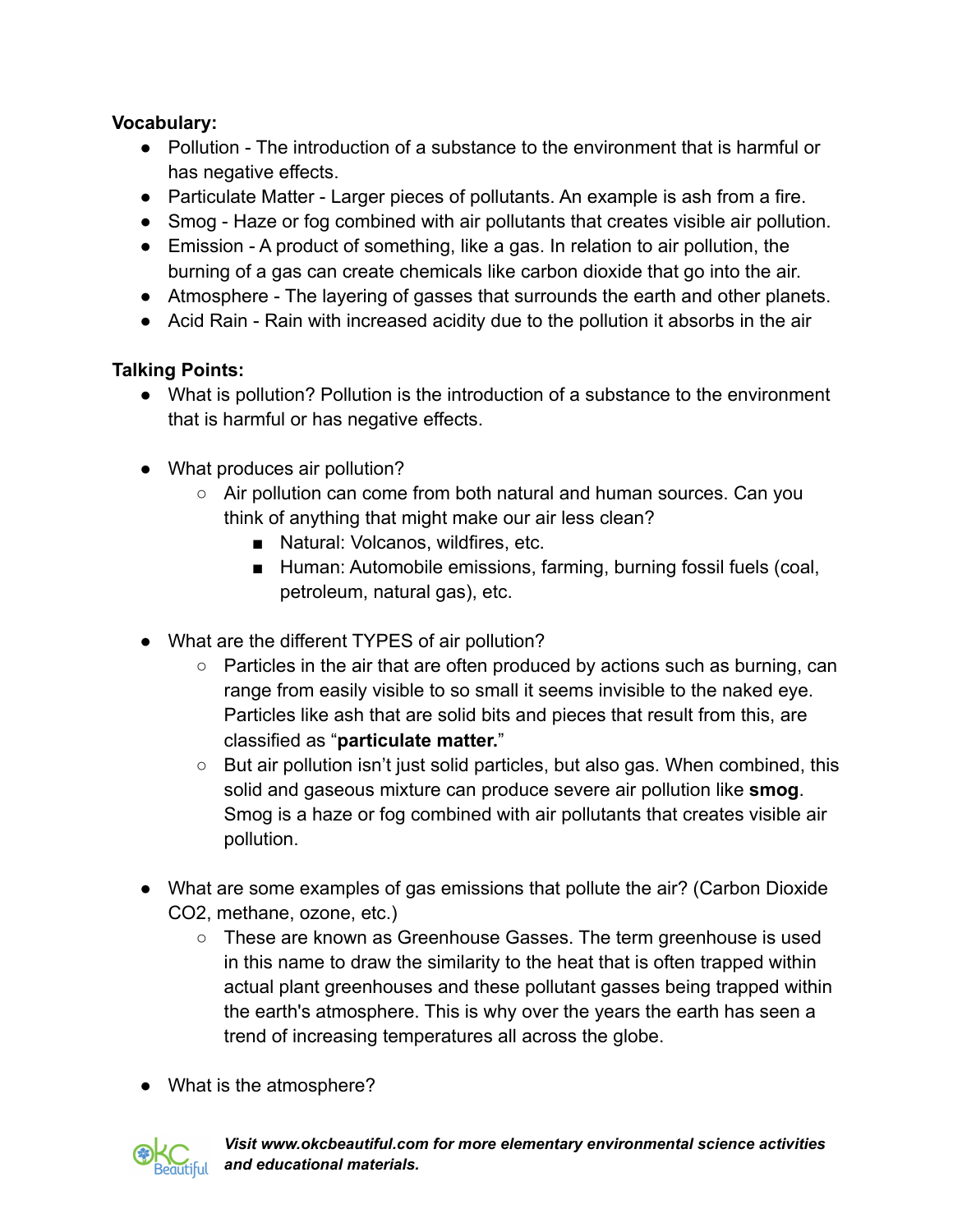**Vocabulary:**

- Pollution - The introduction of a substance to the environment that is harmful or has negative effects.
- Particulate Matter - Larger pieces of pollutants. An example is ash from a fire.
- Smog - Haze or fog combined with air pollutants that creates visible air pollution.
- Emission - A product of something, like a gas. In relation to air pollution, the burning of a gas can create chemicals like carbon dioxide that go into the air.
- Atmosphere - The layering of gasses that surrounds the earth and other planets.
- Acid Rain - Rain with increased acidity due to the pollution it absorbs in the air

**Talking Points:**

- What is pollution? Pollution is the introduction of a substance to the environment that is harmful or has negative effects.

- What produces air pollution?
  - Air pollution can come from both natural and human sources. Can you think of anything that might make our air less clean?
    - Natural: Volcanos, wildfires, etc.
    - Human: Automobile emissions, farming, burning fossil fuels (coal, petroleum, natural gas), etc.

- What are the different TYPES of air pollution?
  - Particles in the air that are often produced by actions such as burning, can range from easily visible to so small it seems invisible to the naked eye. Particles like ash that are solid bits and pieces that result from this, are classified as "**particulate matter.**"
  - But air pollution isn't just solid particles, but also gas. When combined, this solid and gaseous mixture can produce severe air pollution like **smog**. Smog is a haze or fog combined with air pollutants that creates visible air pollution.

- What are some examples of gas emissions that pollute the air? (Carbon Dioxide $CO_2$, methane, ozone, etc.)
  - These are known as Greenhouse Gasses. The term greenhouse is used in this name to draw the similarity to the heat that is often trapped within actual plant greenhouses and these pollutant gasses being trapped within the earth's atmosphere. This is why over the years the earth has seen a trend of increasing temperatures all across the globe.

- What is the atmosphere?

*Visit www.okcbeautiful.com for more elementary environmental science activities and educational materials.*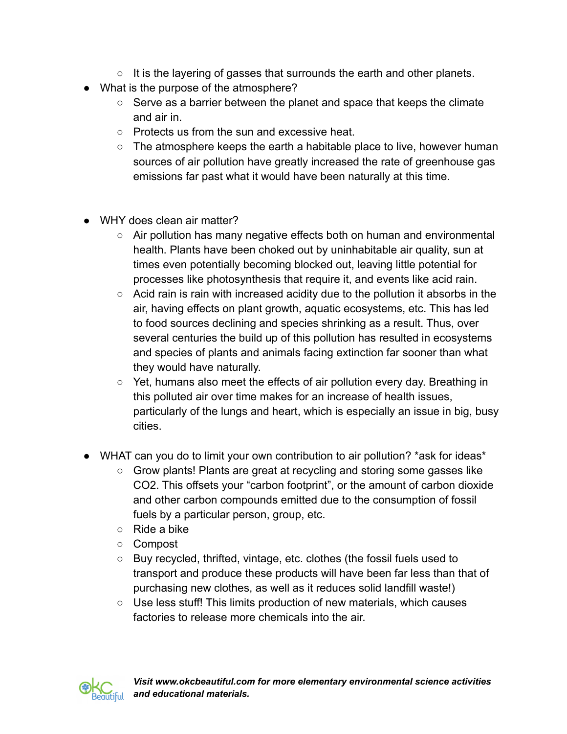- It is the layering of gasses that surrounds the earth and other planets.
- What is the purpose of the atmosphere?
    - Serve as a barrier between the planet and space that keeps the climate and air in.
    - Protects us from the sun and excessive heat.
    - The atmosphere keeps the earth a habitable place to live, however human sources of air pollution have greatly increased the rate of greenhouse gas emissions far past what it would have been naturally at this time.

- WHY does clean air matter?
    - Air pollution has many negative effects both on human and environmental health. Plants have been choked out by uninhabitable air quality, sun at times even potentially becoming blocked out, leaving little potential for processes like photosynthesis that require it, and events like acid rain.
    - Acid rain is rain with increased acidity due to the pollution it absorbs in the air, having effects on plant growth, aquatic ecosystems, etc. This has led to food sources declining and species shrinking as a result. Thus, over several centuries the build up of this pollution has resulted in ecosystems and species of plants and animals facing extinction far sooner than what they would have naturally.
    - Yet, humans also meet the effects of air pollution every day. Breathing in this polluted air over time makes for an increase of health issues, particularly of the lungs and heart, which is especially an issue in big, busy cities.

- WHAT can you do to limit your own contribution to air pollution? *ask for ideas*
    - Grow plants! Plants are great at recycling and storing some gasses like $CO_2$. This offsets your "carbon footprint", or the amount of carbon dioxide and other carbon compounds emitted due to the consumption of fossil fuels by a particular person, group, etc.
    - Ride a bike
    - Compost
    - Buy recycled, thrifted, vintage, etc. clothes (the fossil fuels used to transport and produce these products will have been far less than that of purchasing new clothes, as well as it reduces solid landfill waste!)
    - Use less stuff! This limits production of new materials, which causes factories to release more chemicals into the air.

***Visit www.okcbeautiful.com for more elementary environmental science activities and educational materials.***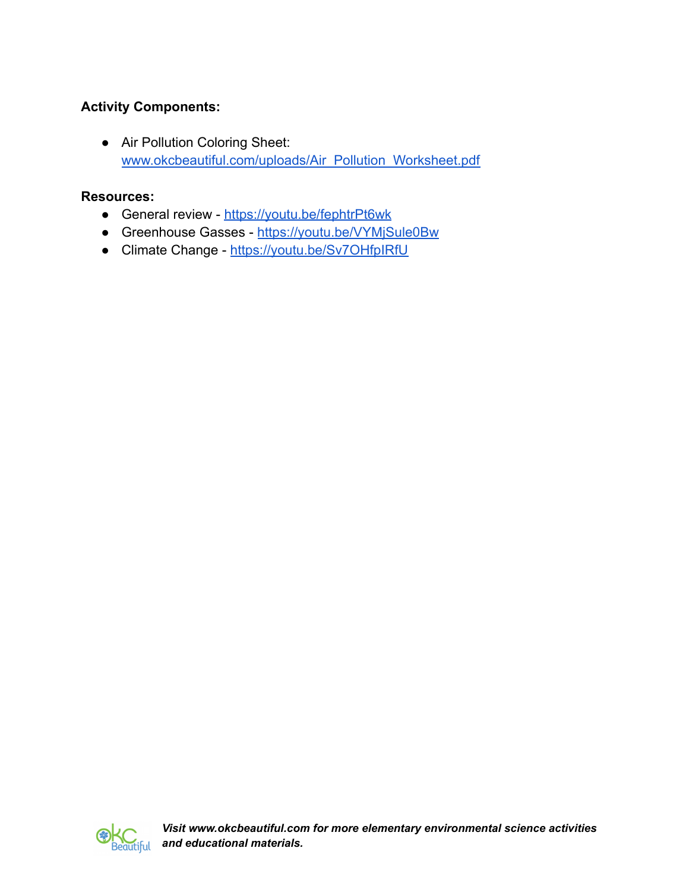**Activity Components:**

- Air Pollution Coloring Sheet: www.okcbeautiful.com/uploads/Air_Pollution_Worksheet.pdf

**Resources:**

- General review - https://youtu.be/fephtrPt6wk
- Greenhouse Gasses - https://youtu.be/VYMjSule0Bw
- Climate Change - https://youtu.be/Sv7OHfpIRfU

*Visit www.okcbeautiful.com for more elementary environmental science activities and educational materials.*